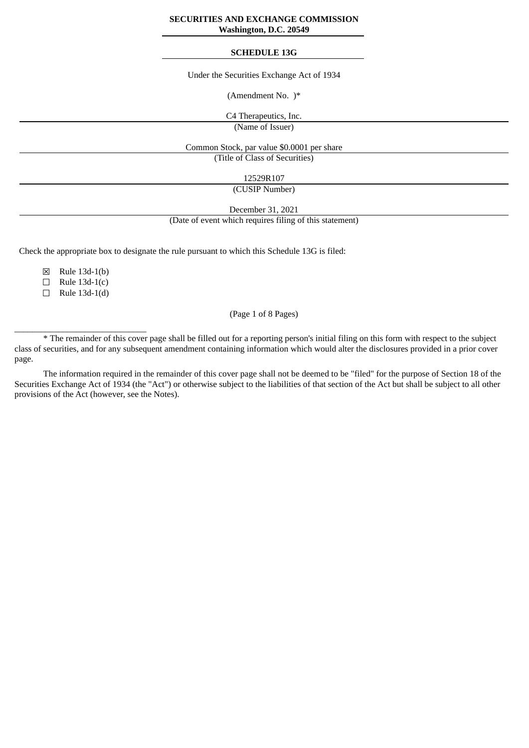**SECURITIES AND EXCHANGE COMMISSION**
**Washington, D.C. 20549**

---

**SCHEDULE 13G**

Under the Securities Exchange Act of 1934

(Amendment No. )*

C4 Therapeutics, Inc.
(Name of Issuer)

Common Stock, par value $0.0001 per share
(Title of Class of Securities)

12529R107
(CUSIP Number)

December 31, 2021
(Date of event which requires filing of this statement)

Check the appropriate box to designate the rule pursuant to which this Schedule 13G is filed:

☒ Rule 13d-1(b)
☐ Rule 13d-1(c)
☐ Rule 13d-1(d)

(Page 1 of 8 Pages)

______________________________

* The remainder of this cover page shall be filled out for a reporting person's initial filing on this form with respect to the subject class of securities, and for any subsequent amendment containing information which would alter the disclosures provided in a prior cover page.

The information required in the remainder of this cover page shall not be deemed to be "filed" for the purpose of Section 18 of the Securities Exchange Act of 1934 (the "Act") or otherwise subject to the liabilities of that section of the Act but shall be subject to all other provisions of the Act (however, see the Notes).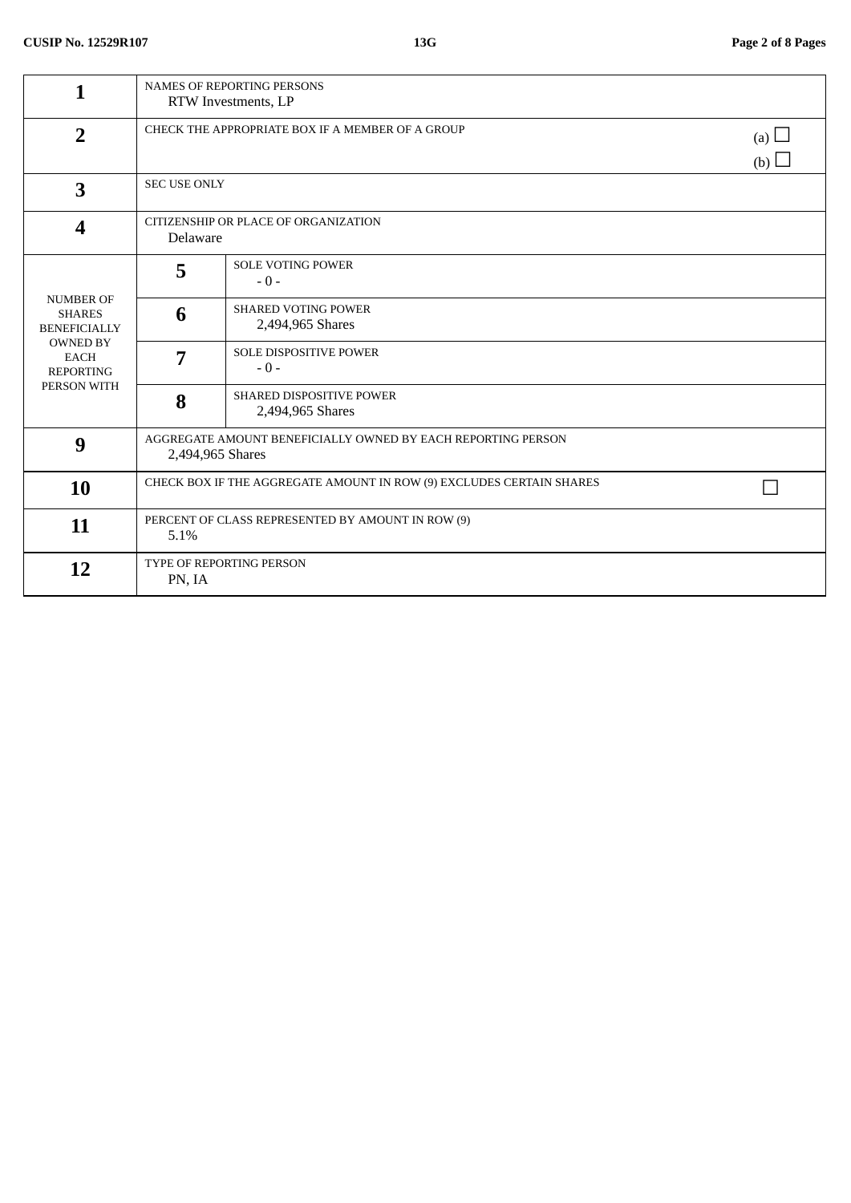| | | |
|---|---|---|
| **1** | NAMES OF REPORTING PERSONS<br>RTW Investments, LP | |
| **2** | CHECK THE APPROPRIATE BOX IF A MEMBER OF A GROUP | (a) ☐<br>(b) ☐ |
| **3** | SEC USE ONLY | |
| **4** | CITIZENSHIP OR PLACE OF ORGANIZATION<br>Delaware | |
| NUMBER OF SHARES BENEFICIALLY OWNED BY EACH REPORTING PERSON WITH | **5** | SOLE VOTING POWER<br>- 0 - |
| | **6** | SHARED VOTING POWER<br>2,494,965 Shares |
| | **7** | SOLE DISPOSITIVE POWER<br>- 0 - |
| | **8** | SHARED DISPOSITIVE POWER<br>2,494,965 Shares |
| **9** | AGGREGATE AMOUNT BENEFICIALLY OWNED BY EACH REPORTING PERSON<br>2,494,965 Shares | |
| **10** | CHECK BOX IF THE AGGREGATE AMOUNT IN ROW (9) EXCLUDES CERTAIN SHARES | ☐ |
| **11** | PERCENT OF CLASS REPRESENTED BY AMOUNT IN ROW (9)<br>5.1% | |
| **12** | TYPE OF REPORTING PERSON<br>PN, IA | |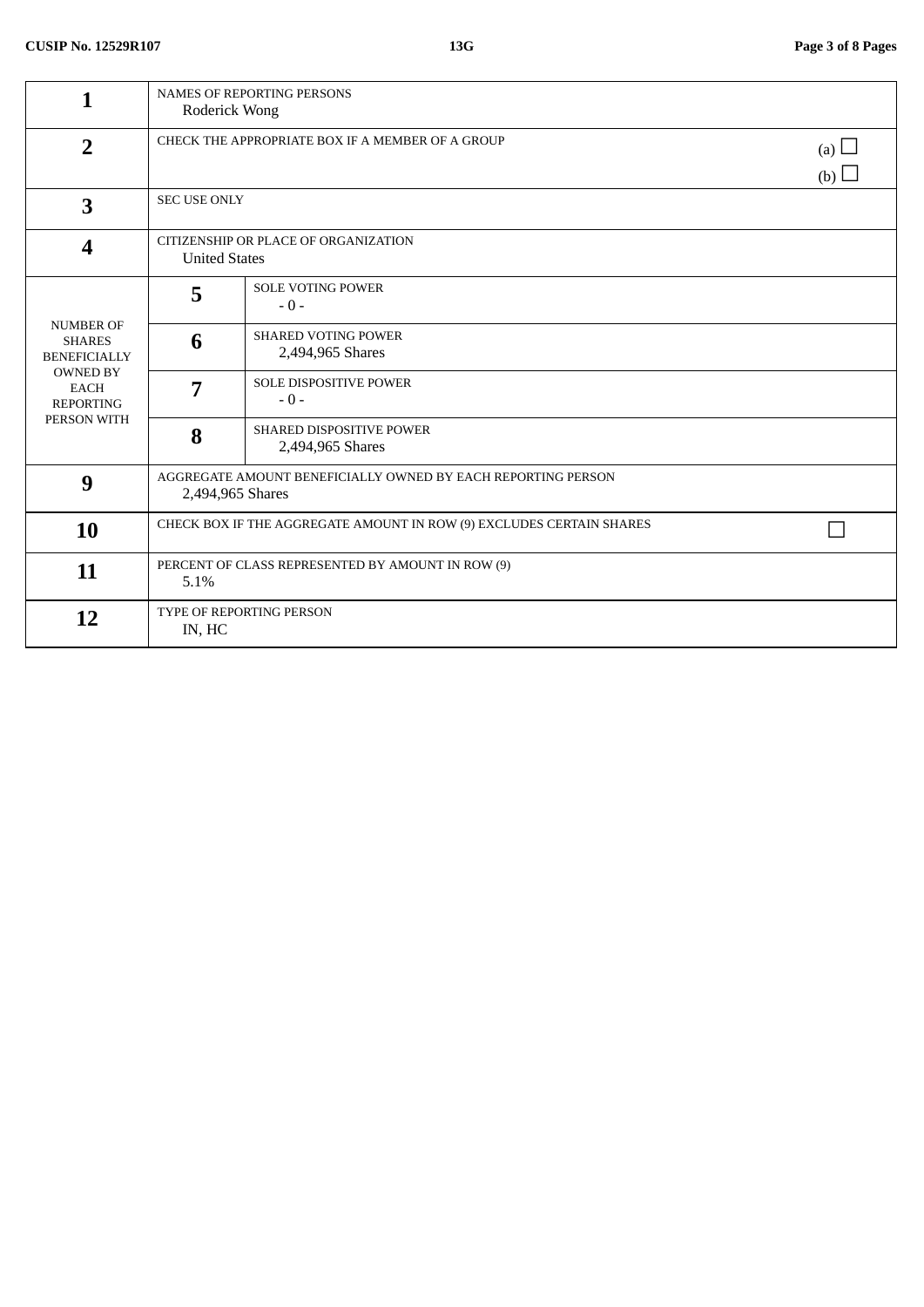| | | | |
|---|---|---|---|
| 1 | NAMES OF REPORTING PERSONS<br>Roderick Wong | | |
| 2 | CHECK THE APPROPRIATE BOX IF A MEMBER OF A GROUP | | (a) ☐<br>(b) ☐ |
| 3 | SEC USE ONLY | | |
| 4 | CITIZENSHIP OR PLACE OF ORGANIZATION<br>United States | | |
| NUMBER OF SHARES BENEFICIALLY OWNED BY EACH REPORTING PERSON WITH | 5 | SOLE VOTING POWER<br>- 0 - | |
| | 6 | SHARED VOTING POWER<br>2,494,965 Shares | |
| | 7 | SOLE DISPOSITIVE POWER<br>- 0 - | |
| | 8 | SHARED DISPOSITIVE POWER<br>2,494,965 Shares | |
| 9 | AGGREGATE AMOUNT BENEFICIALLY OWNED BY EACH REPORTING PERSON<br>2,494,965 Shares | | |
| 10 | CHECK BOX IF THE AGGREGATE AMOUNT IN ROW (9) EXCLUDES CERTAIN SHARES | | ☐ |
| 11 | PERCENT OF CLASS REPRESENTED BY AMOUNT IN ROW (9)<br>5.1% | | |
| 12 | TYPE OF REPORTING PERSON<br>IN, HC | | |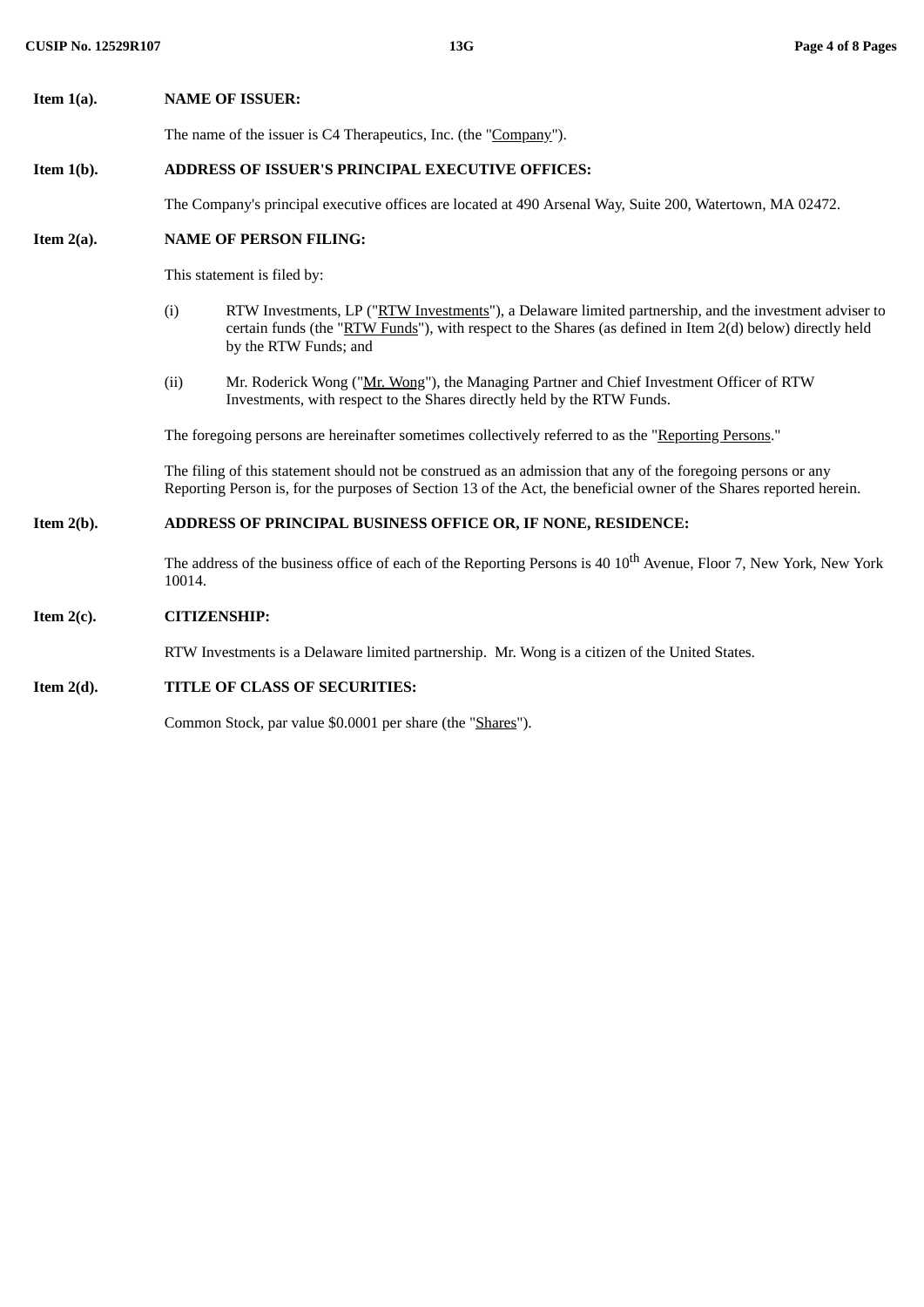**Item 1(a).** **NAME OF ISSUER:**

The name of the issuer is C4 Therapeutics, Inc. (the "Company").

**Item 1(b).** **ADDRESS OF ISSUER'S PRINCIPAL EXECUTIVE OFFICES:**

The Company's principal executive offices are located at 490 Arsenal Way, Suite 200, Watertown, MA 02472.

**Item 2(a).** **NAME OF PERSON FILING:**

This statement is filed by:

(i) RTW Investments, LP ("RTW Investments"), a Delaware limited partnership, and the investment adviser to certain funds (the "RTW Funds"), with respect to the Shares (as defined in Item 2(d) below) directly held by the RTW Funds; and

(ii) Mr. Roderick Wong ("Mr. Wong"), the Managing Partner and Chief Investment Officer of RTW Investments, with respect to the Shares directly held by the RTW Funds.

The foregoing persons are hereinafter sometimes collectively referred to as the "Reporting Persons."

The filing of this statement should not be construed as an admission that any of the foregoing persons or any Reporting Person is, for the purposes of Section 13 of the Act, the beneficial owner of the Shares reported herein.

**Item 2(b).** **ADDRESS OF PRINCIPAL BUSINESS OFFICE OR, IF NONE, RESIDENCE:**

The address of the business office of each of the Reporting Persons is 40 10th Avenue, Floor 7, New York, New York 10014.

**Item 2(c).** **CITIZENSHIP:**

RTW Investments is a Delaware limited partnership. Mr. Wong is a citizen of the United States.

**Item 2(d).** **TITLE OF CLASS OF SECURITIES:**

Common Stock, par value $0.0001 per share (the "Shares").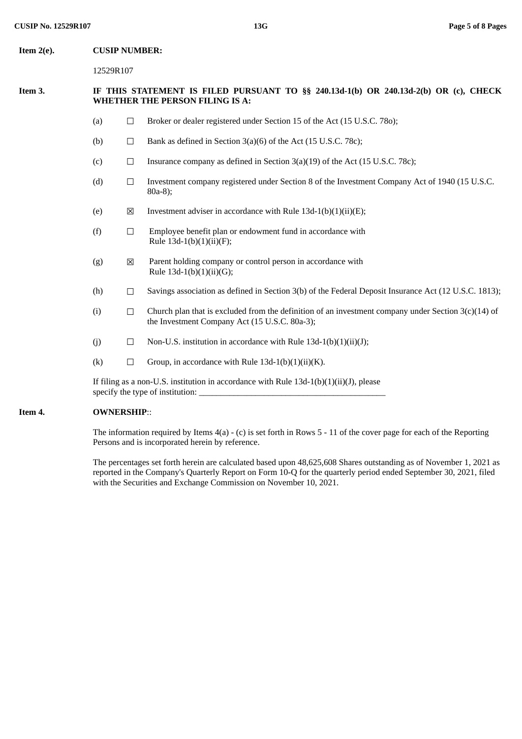**Item 2(e). CUSIP NUMBER:**

12529R107

**Item 3. IF THIS STATEMENT IS FILED PURSUANT TO §§ 240.13d-1(b) OR 240.13d-2(b) OR (c), CHECK WHETHER THE PERSON FILING IS A:**

(a) ☐ Broker or dealer registered under Section 15 of the Act (15 U.S.C. 78o);

(b) ☐ Bank as defined in Section 3(a)(6) of the Act (15 U.S.C. 78c);

(c) ☐ Insurance company as defined in Section 3(a)(19) of the Act (15 U.S.C. 78c);

(d) ☐ Investment company registered under Section 8 of the Investment Company Act of 1940 (15 U.S.C. 80a-8);

(e) ☒ Investment adviser in accordance with Rule 13d-1(b)(1)(ii)(E);

(f) ☐ Employee benefit plan or endowment fund in accordance with Rule 13d-1(b)(1)(ii)(F);

(g) ☒ Parent holding company or control person in accordance with Rule 13d-1(b)(1)(ii)(G);

(h) ☐ Savings association as defined in Section 3(b) of the Federal Deposit Insurance Act (12 U.S.C. 1813);

(i) ☐ Church plan that is excluded from the definition of an investment company under Section 3(c)(14) of the Investment Company Act (15 U.S.C. 80a-3);

(j) ☐ Non-U.S. institution in accordance with Rule 13d-1(b)(1)(ii)(J);

(k) ☐ Group, in accordance with Rule 13d-1(b)(1)(ii)(K).

If filing as a non-U.S. institution in accordance with Rule 13d-1(b)(1)(ii)(J), please specify the type of institution: ___________________________________________

**Item 4. OWNERSHIP**::

The information required by Items 4(a) - (c) is set forth in Rows 5 - 11 of the cover page for each of the Reporting Persons and is incorporated herein by reference.

The percentages set forth herein are calculated based upon 48,625,608 Shares outstanding as of November 1, 2021 as reported in the Company's Quarterly Report on Form 10-Q for the quarterly period ended September 30, 2021, filed with the Securities and Exchange Commission on November 10, 2021.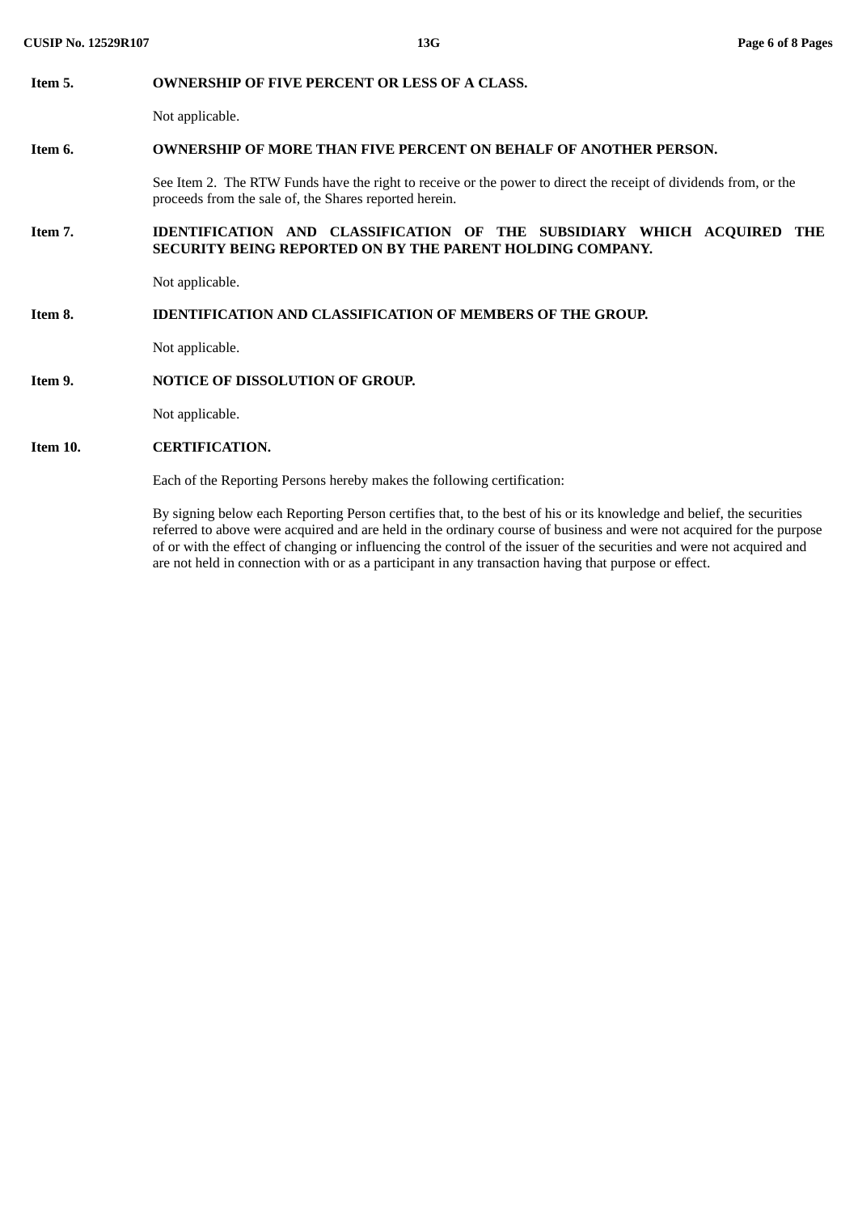**Item 5.** **OWNERSHIP OF FIVE PERCENT OR LESS OF A CLASS.**

Not applicable.

**Item 6.** **OWNERSHIP OF MORE THAN FIVE PERCENT ON BEHALF OF ANOTHER PERSON.**

See Item 2. The RTW Funds have the right to receive or the power to direct the receipt of dividends from, or the proceeds from the sale of, the Shares reported herein.

**Item 7.** **IDENTIFICATION AND CLASSIFICATION OF THE SUBSIDIARY WHICH ACQUIRED THE SECURITY BEING REPORTED ON BY THE PARENT HOLDING COMPANY.**

Not applicable.

**Item 8.** **IDENTIFICATION AND CLASSIFICATION OF MEMBERS OF THE GROUP.**

Not applicable.

**Item 9.** **NOTICE OF DISSOLUTION OF GROUP.**

Not applicable.

**Item 10.** **CERTIFICATION.**

Each of the Reporting Persons hereby makes the following certification:

By signing below each Reporting Person certifies that, to the best of his or its knowledge and belief, the securities referred to above were acquired and are held in the ordinary course of business and were not acquired for the purpose of or with the effect of changing or influencing the control of the issuer of the securities and were not acquired and are not held in connection with or as a participant in any transaction having that purpose or effect.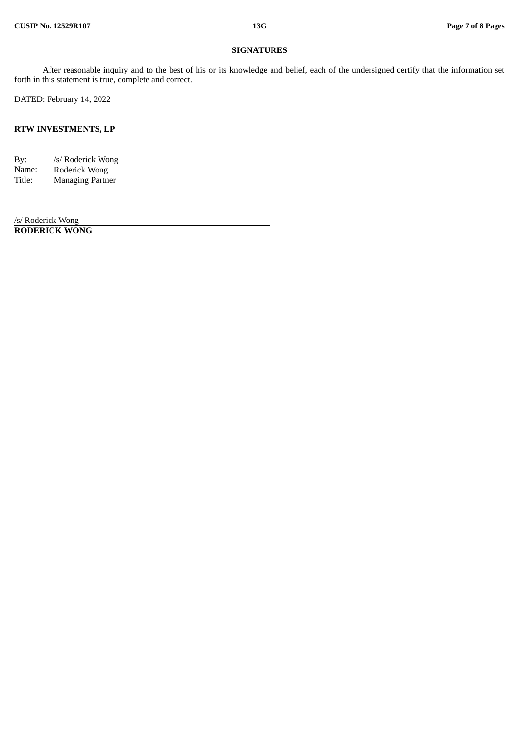## SIGNATURES

After reasonable inquiry and to the best of his or its knowledge and belief, each of the undersigned certify that the information set forth in this statement is true, complete and correct.

DATED: February 14, 2022

**RTW INVESTMENTS, LP**

| | |
|---|---|
| By: | /s/ Roderick Wong |
| Name: | Roderick Wong |
| Title: | Managing Partner |

/s/ Roderick Wong
**RODERICK WONG**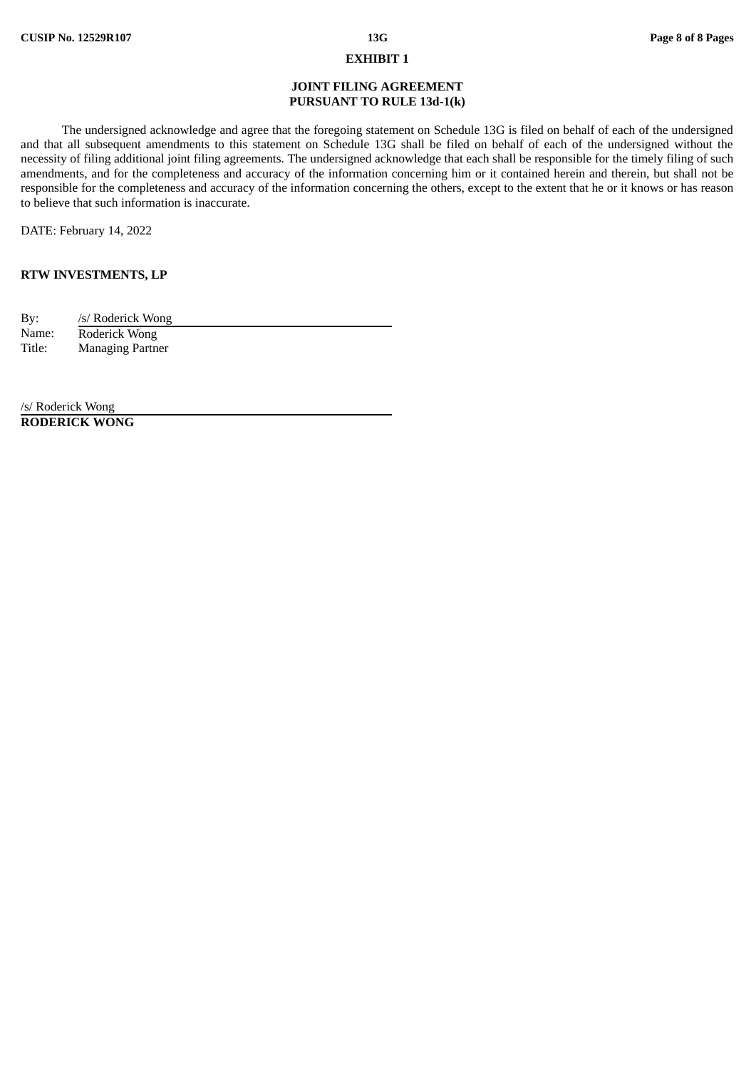# EXHIBIT 1

## JOINT FILING AGREEMENT PURSUANT TO RULE 13d-1(k)

The undersigned acknowledge and agree that the foregoing statement on Schedule 13G is filed on behalf of each of the undersigned and that all subsequent amendments to this statement on Schedule 13G shall be filed on behalf of each of the undersigned without the necessity of filing additional joint filing agreements. The undersigned acknowledge that each shall be responsible for the timely filing of such amendments, and for the completeness and accuracy of the information concerning him or it contained herein and therein, but shall not be responsible for the completeness and accuracy of the information concerning the others, except to the extent that he or it knows or has reason to believe that such information is inaccurate.

DATE: February 14, 2022

**RTW INVESTMENTS, LP**

By: /s/ Roderick Wong
Name: Roderick Wong
Title: Managing Partner

/s/ Roderick Wong
**RODERICK WONG**